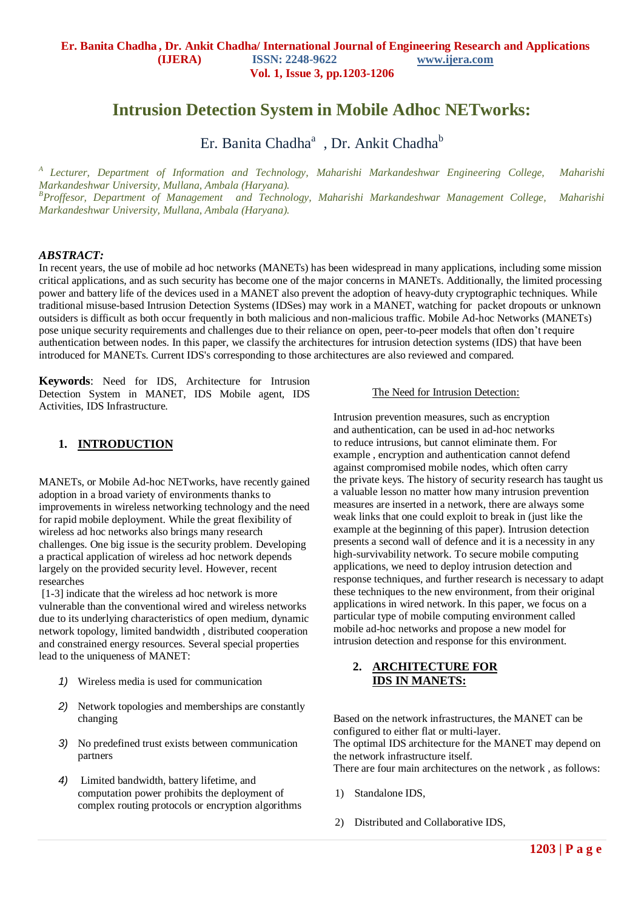# Intrusion Detection System in Mobile Adhoc NETworks:

Er. Banita Chadha[a] , Dr. Ankit Chadha[b]

*[A] Lecturer, Department of Information and Technology, Maharishi Markandeshwar Engineering College, Maharishi Markandeshwar University, Mullana, Ambala (Haryana).*
*[B]Proffesor, Department of Management and Technology, Maharishi Markandeshwar Management College, Maharishi Markandeshwar University, Mullana, Ambala (Haryana).*

***ABSTRACT:***

In recent years, the use of mobile ad hoc networks (MANETs) has been widespread in many applications, including some mission critical applications, and as such security has become one of the major concerns in MANETs. Additionally, the limited processing power and battery life of the devices used in a MANET also prevent the adoption of heavy-duty cryptographic techniques. While traditional misuse-based Intrusion Detection Systems (IDSes) may work in a MANET, watching for packet dropouts or unknown outsiders is difficult as both occur frequently in both malicious and non-malicious traffic. Mobile Ad-hoc Networks (MANETs) pose unique security requirements and challenges due to their reliance on open, peer-to-peer models that often don't require authentication between nodes. In this paper, we classify the architectures for intrusion detection systems (IDS) that have been introduced for MANETs. Current IDS's corresponding to those architectures are also reviewed and compared.

**Keywords**: Need for IDS, Architecture for Intrusion Detection System in MANET, IDS Mobile agent, IDS Activities, IDS Infrastructure.

## 1. INTRODUCTION

MANETs, or Mobile Ad-hoc NETworks, have recently gained adoption in a broad variety of environments thanks to improvements in wireless networking technology and the need for rapid mobile deployment. While the great flexibility of wireless ad hoc networks also brings many research challenges. One big issue is the security problem. Developing a practical application of wireless ad hoc network depends largely on the provided security level. However, recent researches [1-3] indicate that the wireless ad hoc network is more vulnerable than the conventional wired and wireless networks due to its underlying characteristics of open medium, dynamic network topology, limited bandwidth , distributed cooperation and constrained energy resources. Several special properties lead to the uniqueness of MANET:

1) Wireless media is used for communication
2) Network topologies and memberships are constantly changing
3) No predefined trust exists between communication partners
4) Limited bandwidth, battery lifetime, and computation power prohibits the deployment of complex routing protocols or encryption algorithms

### The Need for Intrusion Detection:

Intrusion prevention measures, such as encryption and authentication, can be used in ad-hoc networks to reduce intrusions, but cannot eliminate them. For example , encryption and authentication cannot defend against compromised mobile nodes, which often carry the private keys. The history of security research has taught us a valuable lesson no matter how many intrusion prevention measures are inserted in a network, there are always some weak links that one could exploit to break in (just like the example at the beginning of this paper). Intrusion detection presents a second wall of defence and it is a necessity in any high-survivability network. To secure mobile computing applications, we need to deploy intrusion detection and response techniques, and further research is necessary to adapt these techniques to the new environment, from their original applications in wired network. In this paper, we focus on a particular type of mobile computing environment called mobile ad-hoc networks and propose a new model for intrusion detection and response for this environment.

## 2. ARCHITECTURE FOR IDS IN MANETS:

Based on the network infrastructures, the MANET can be configured to either flat or multi-layer.
The optimal IDS architecture for the MANET may depend on the network infrastructure itself.
There are four main architectures on the network , as follows:

1) Standalone IDS,
2) Distributed and Collaborative IDS,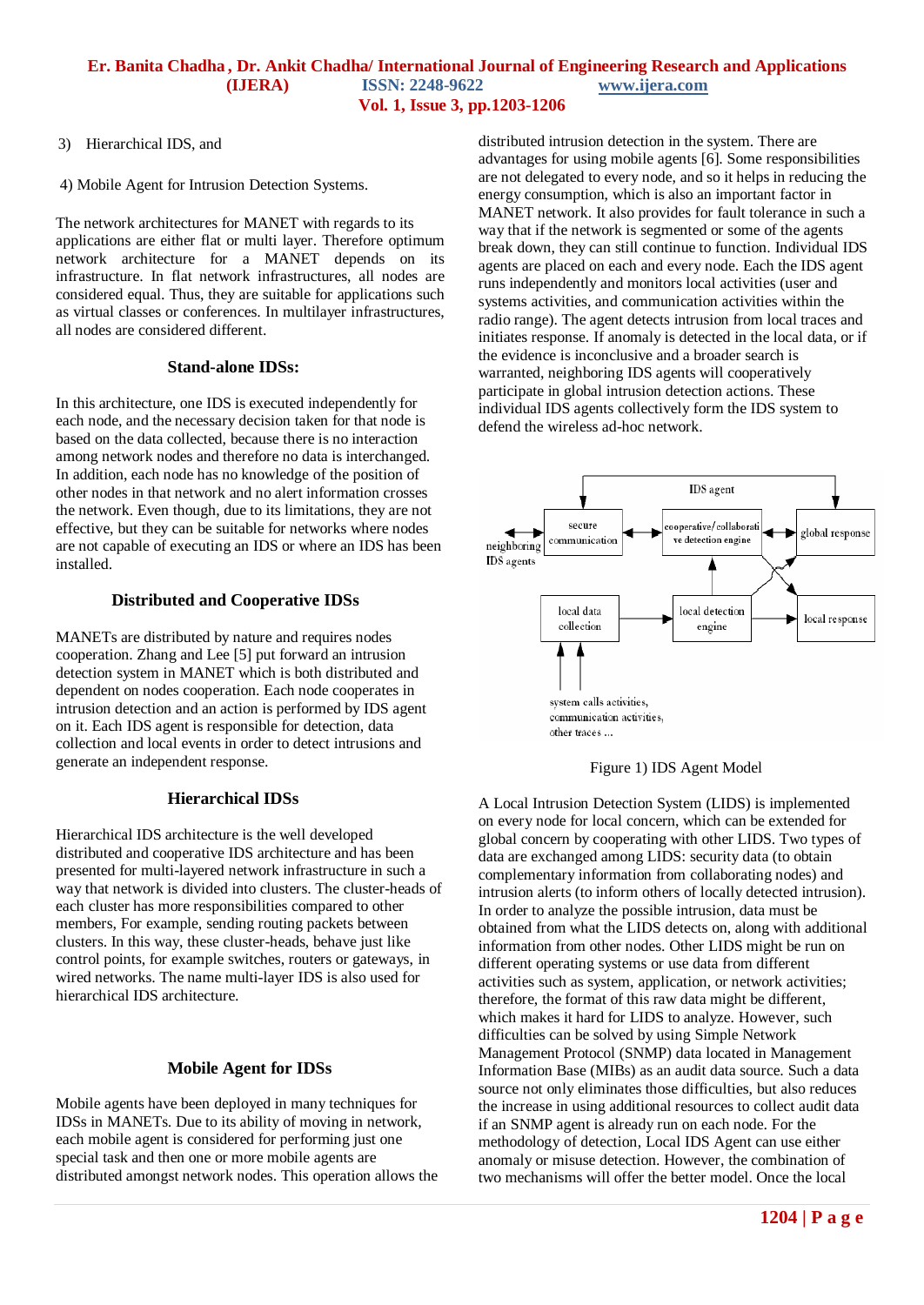3) Hierarchical IDS, and

4) Mobile Agent for Intrusion Detection Systems.

The network architectures for MANET with regards to its applications are either flat or multi layer. Therefore optimum network architecture for a MANET depends on its infrastructure. In flat network infrastructures, all nodes are considered equal. Thus, they are suitable for applications such as virtual classes or conferences. In multilayer infrastructures, all nodes are considered different.

### Stand-alone IDSs:

In this architecture, one IDS is executed independently for each node, and the necessary decision taken for that node is based on the data collected, because there is no interaction among network nodes and therefore no data is interchanged. In addition, each node has no knowledge of the position of other nodes in that network and no alert information crosses the network. Even though, due to its limitations, they are not effective, but they can be suitable for networks where nodes are not capable of executing an IDS or where an IDS has been installed.

### Distributed and Cooperative IDSs

MANETs are distributed by nature and requires nodes cooperation. Zhang and Lee [5] put forward an intrusion detection system in MANET which is both distributed and dependent on nodes cooperation. Each node cooperates in intrusion detection and an action is performed by IDS agent on it. Each IDS agent is responsible for detection, data collection and local events in order to detect intrusions and generate an independent response.

### Hierarchical IDSs

Hierarchical IDS architecture is the well developed distributed and cooperative IDS architecture and has been presented for multi-layered network infrastructure in such a way that network is divided into clusters. The cluster-heads of each cluster has more responsibilities compared to other members, For example, sending routing packets between clusters. In this way, these cluster-heads, behave just like control points, for example switches, routers or gateways, in wired networks. The name multi-layer IDS is also used for hierarchical IDS architecture.

### Mobile Agent for IDSs

Mobile agents have been deployed in many techniques for IDSs in MANETs. Due to its ability of moving in network, each mobile agent is considered for performing just one special task and then one or more mobile agents are distributed amongst network nodes. This operation allows the distributed intrusion detection in the system. There are advantages for using mobile agents [6]. Some responsibilities are not delegated to every node, and so it helps in reducing the energy consumption, which is also an important factor in MANET network. It also provides for fault tolerance in such a way that if the network is segmented or some of the agents break down, they can still continue to function. Individual IDS agents are placed on each and every node. Each the IDS agent runs independently and monitors local activities (user and systems activities, and communication activities within the radio range). The agent detects intrusion from local traces and initiates response. If anomaly is detected in the local data, or if the evidence is inconclusive and a broader search is warranted, neighboring IDS agents will cooperatively participate in global intrusion detection actions. These individual IDS agents collectively form the IDS system to defend the wireless ad-hoc network.

Figure 1) IDS Agent Model

A Local Intrusion Detection System (LIDS) is implemented on every node for local concern, which can be extended for global concern by cooperating with other LIDS. Two types of data are exchanged among LIDS: security data (to obtain complementary information from collaborating nodes) and intrusion alerts (to inform others of locally detected intrusion). In order to analyze the possible intrusion, data must be obtained from what the LIDS detects on, along with additional information from other nodes. Other LIDS might be run on different operating systems or use data from different activities such as system, application, or network activities; therefore, the format of this raw data might be different, which makes it hard for LIDS to analyze. However, such difficulties can be solved by using Simple Network Management Protocol (SNMP) data located in Management Information Base (MIBs) as an audit data source. Such a data source not only eliminates those difficulties, but also reduces the increase in using additional resources to collect audit data if an SNMP agent is already run on each node. For the methodology of detection, Local IDS Agent can use either anomaly or misuse detection. However, the combination of two mechanisms will offer the better model. Once the local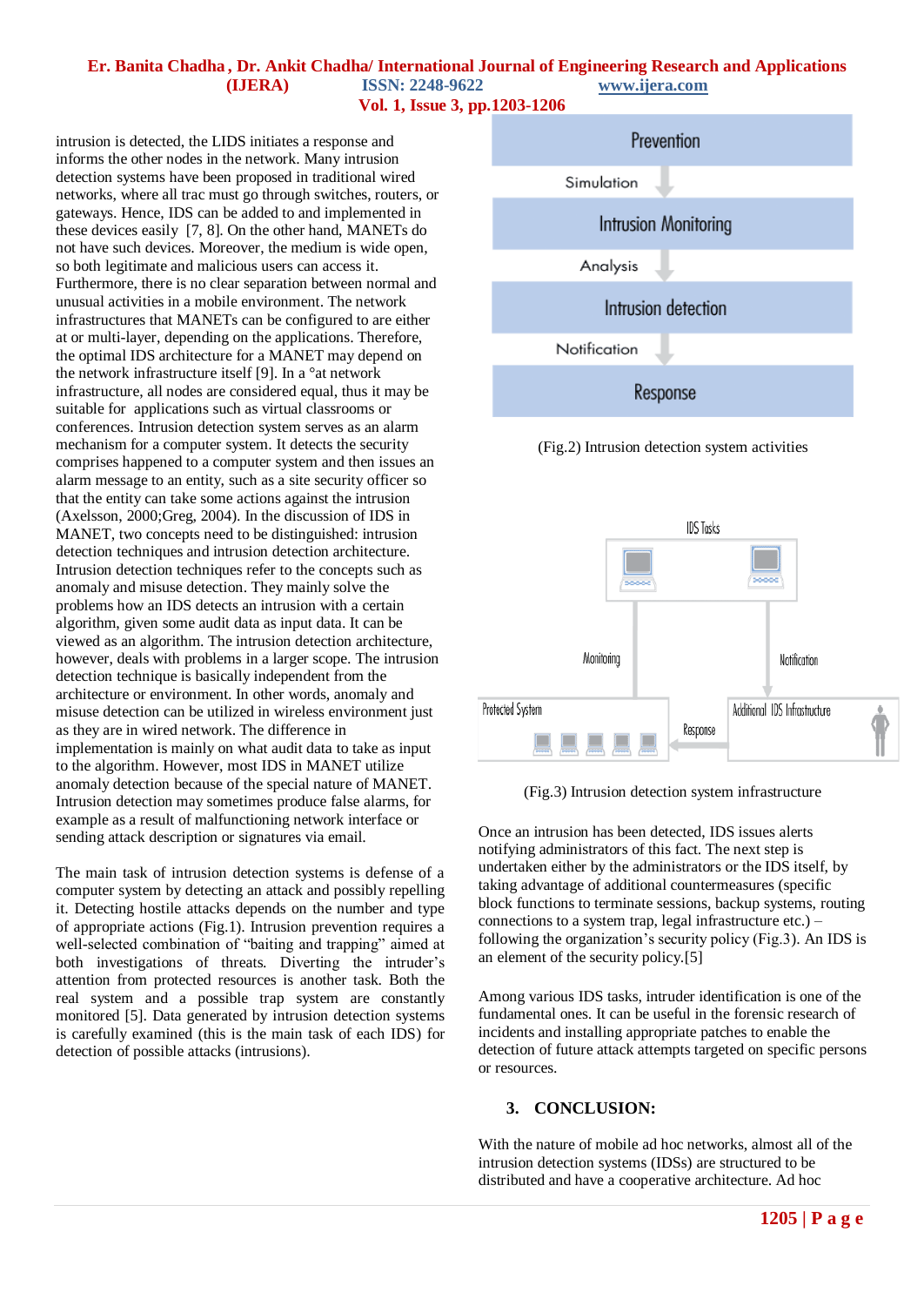intrusion is detected, the LIDS initiates a response and informs the other nodes in the network. Many intrusion detection systems have been proposed in traditional wired networks, where all trac must go through switches, routers, or gateways. Hence, IDS can be added to and implemented in these devices easily [7, 8]. On the other hand, MANETs do not have such devices. Moreover, the medium is wide open, so both legitimate and malicious users can access it. Furthermore, there is no clear separation between normal and unusual activities in a mobile environment. The network infrastructures that MANETs can be configured to are either at or multi-layer, depending on the applications. Therefore, the optimal IDS architecture for a MANET may depend on the network infrastructure itself [9]. In a °at network infrastructure, all nodes are considered equal, thus it may be suitable for applications such as virtual classrooms or conferences. Intrusion detection system serves as an alarm mechanism for a computer system. It detects the security comprises happened to a computer system and then issues an alarm message to an entity, such as a site security officer so that the entity can take some actions against the intrusion (Axelsson, 2000;Greg, 2004). In the discussion of IDS in MANET, two concepts need to be distinguished: intrusion detection techniques and intrusion detection architecture. Intrusion detection techniques refer to the concepts such as anomaly and misuse detection. They mainly solve the problems how an IDS detects an intrusion with a certain algorithm, given some audit data as input data. It can be viewed as an algorithm. The intrusion detection architecture, however, deals with problems in a larger scope. The intrusion detection technique is basically independent from the architecture or environment. In other words, anomaly and misuse detection can be utilized in wireless environment just as they are in wired network. The difference in implementation is mainly on what audit data to take as input to the algorithm. However, most IDS in MANET utilize anomaly detection because of the special nature of MANET. Intrusion detection may sometimes produce false alarms, for example as a result of malfunctioning network interface or sending attack description or signatures via email.

The main task of intrusion detection systems is defense of a computer system by detecting an attack and possibly repelling it. Detecting hostile attacks depends on the number and type of appropriate actions (Fig.1). Intrusion prevention requires a well-selected combination of "baiting and trapping" aimed at both investigations of threats. Diverting the intruder's attention from protected resources is another task. Both the real system and a possible trap system are constantly monitored [5]. Data generated by intrusion detection systems is carefully examined (this is the main task of each IDS) for detection of possible attacks (intrusions).

Prevention

Simulation

Intrusion Monitoring

Analysis

Intrusion detection

Notification

Response

(Fig.2) Intrusion detection system activities

IDS Tasks

Monitoring

Notification

Protected System

Response

Additional IDS Infrastructure

(Fig.3) Intrusion detection system infrastructure

Once an intrusion has been detected, IDS issues alerts notifying administrators of this fact. The next step is undertaken either by the administrators or the IDS itself, by taking advantage of additional countermeasures (specific block functions to terminate sessions, backup systems, routing connections to a system trap, legal infrastructure etc.) – following the organization's security policy (Fig.3). An IDS is an element of the security policy.[5]

Among various IDS tasks, intruder identification is one of the fundamental ones. It can be useful in the forensic research of incidents and installing appropriate patches to enable the detection of future attack attempts targeted on specific persons or resources.

## 3. CONCLUSION:

With the nature of mobile ad hoc networks, almost all of the intrusion detection systems (IDSs) are structured to be distributed and have a cooperative architecture. Ad hoc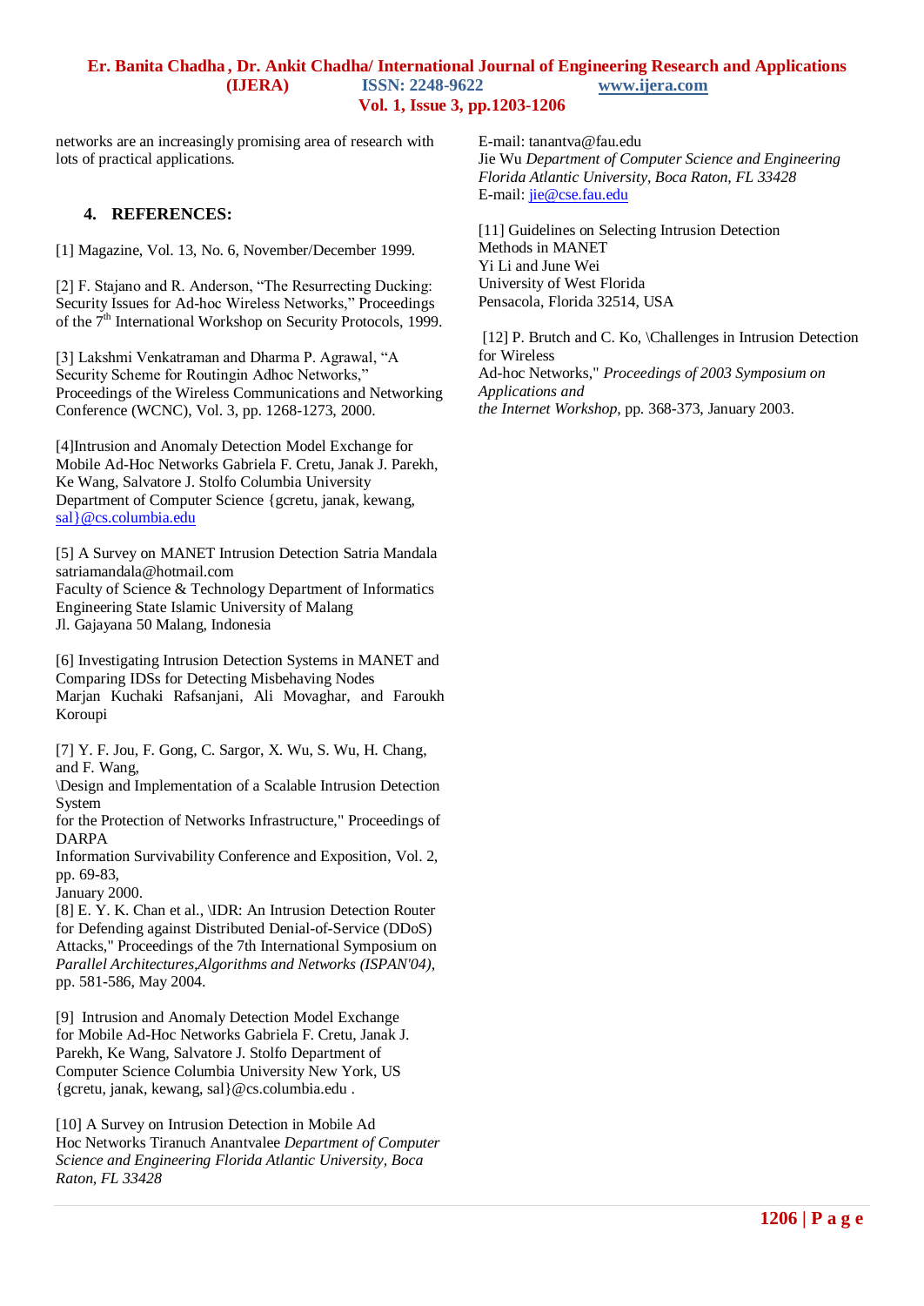networks are an increasingly promising area of research with lots of practical applications.

## 4. REFERENCES:

[1] Magazine, Vol. 13, No. 6, November/December 1999.

[2] F. Stajano and R. Anderson, "The Resurrecting Ducking: Security Issues for Ad-hoc Wireless Networks," Proceedings of the 7th International Workshop on Security Protocols, 1999.

[3] Lakshmi Venkatraman and Dharma P. Agrawal, "A Security Scheme for Routingin Adhoc Networks," Proceedings of the Wireless Communications and Networking Conference (WCNC), Vol. 3, pp. 1268-1273, 2000.

[4]Intrusion and Anomaly Detection Model Exchange for Mobile Ad-Hoc Networks Gabriela F. Cretu, Janak J. Parekh, Ke Wang, Salvatore J. Stolfo Columbia University Department of Computer Science {gcretu, janak, kewang, sal}@cs.columbia.edu

[5] A Survey on MANET Intrusion Detection Satria Mandala satriamandala@hotmail.com
Faculty of Science & Technology Department of Informatics Engineering State Islamic University of Malang
Jl. Gajayana 50 Malang, Indonesia

[6] Investigating Intrusion Detection Systems in MANET and Comparing IDSs for Detecting Misbehaving Nodes
Marjan Kuchaki Rafsanjani, Ali Movaghar, and Faroukh Koroupi

[7] Y. F. Jou, F. Gong, C. Sargor, X. Wu, S. Wu, H. Chang, and F. Wang,
\Design and Implementation of a Scalable Intrusion Detection System
for the Protection of Networks Infrastructure," Proceedings of DARPA
Information Survivability Conference and Exposition, Vol. 2, pp. 69-83,
January 2000.

[8] E. Y. K. Chan et al., \IDR: An Intrusion Detection Router for Defending against Distributed Denial-of-Service (DDoS) Attacks," Proceedings of the 7th International Symposium on *Parallel Architectures,Algorithms and Networks (ISPAN'04)*, pp. 581-586, May 2004.

[9] Intrusion and Anomaly Detection Model Exchange for Mobile Ad-Hoc Networks Gabriela F. Cretu, Janak J. Parekh, Ke Wang, Salvatore J. Stolfo Department of Computer Science Columbia University New York, US {gcretu, janak, kewang, sal}@cs.columbia.edu .

[10] A Survey on Intrusion Detection in Mobile Ad Hoc Networks Tiranuch Anantvalee *Department of Computer Science and Engineering Florida Atlantic University, Boca Raton, FL 33428*
E-mail: tanantva@fau.edu
Jie Wu *Department of Computer Science and Engineering Florida Atlantic University, Boca Raton, FL 33428*
E-mail: jie@cse.fau.edu

[11] Guidelines on Selecting Intrusion Detection Methods in MANET
Yi Li and June Wei
University of West Florida
Pensacola, Florida 32514, USA

[12] P. Brutch and C. Ko, \Challenges in Intrusion Detection for Wireless
Ad-hoc Networks," *Proceedings of 2003 Symposium on Applications and
the Internet Workshop*, pp. 368-373, January 2003.